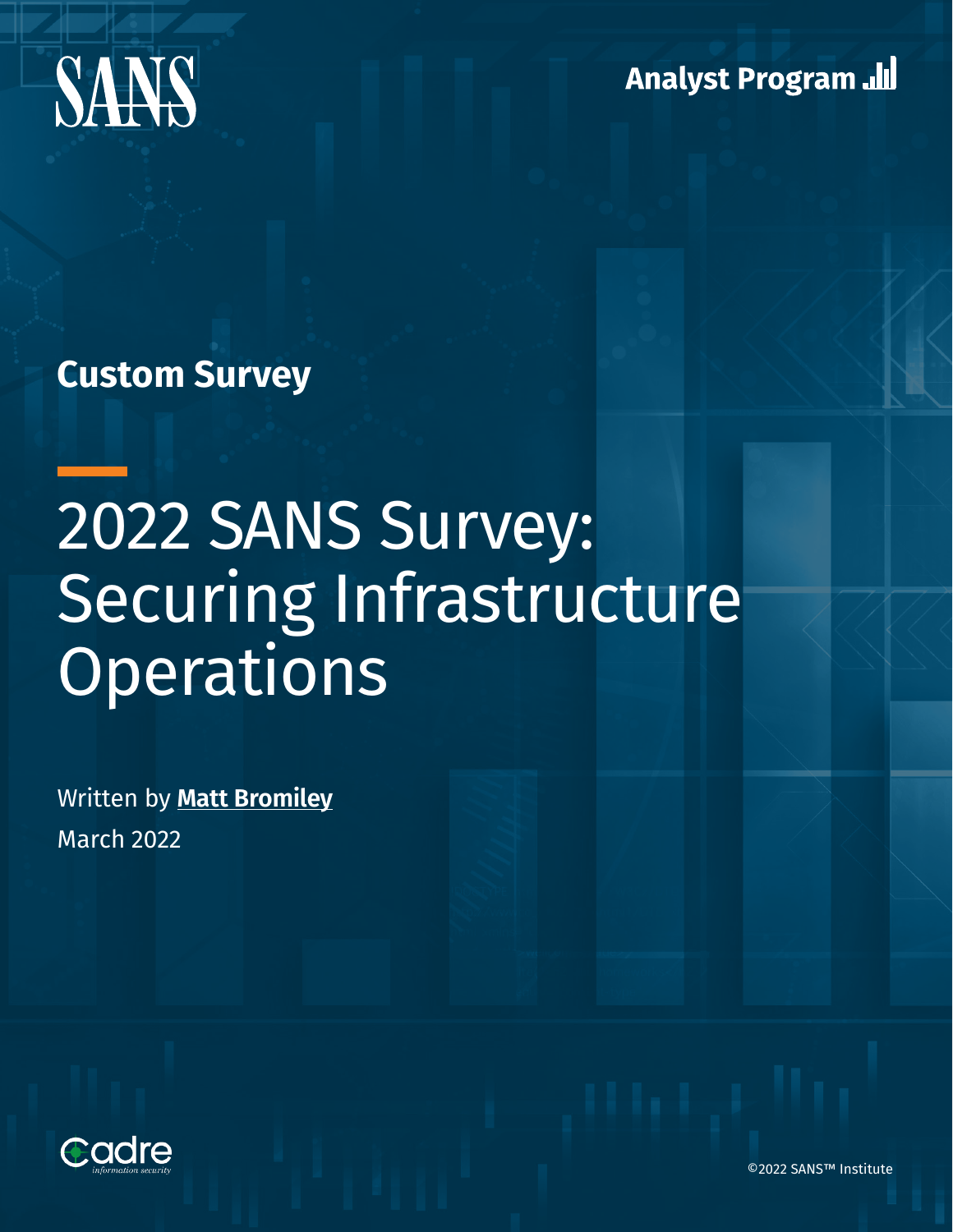SANS

Analyst Program

**Custom Survey**

# 2022 SANS Survey: Securing Infrastructure Operations

Written by **Matt Bromiley**

March 2022

Cadre
information security

©2022 SANS™ Institute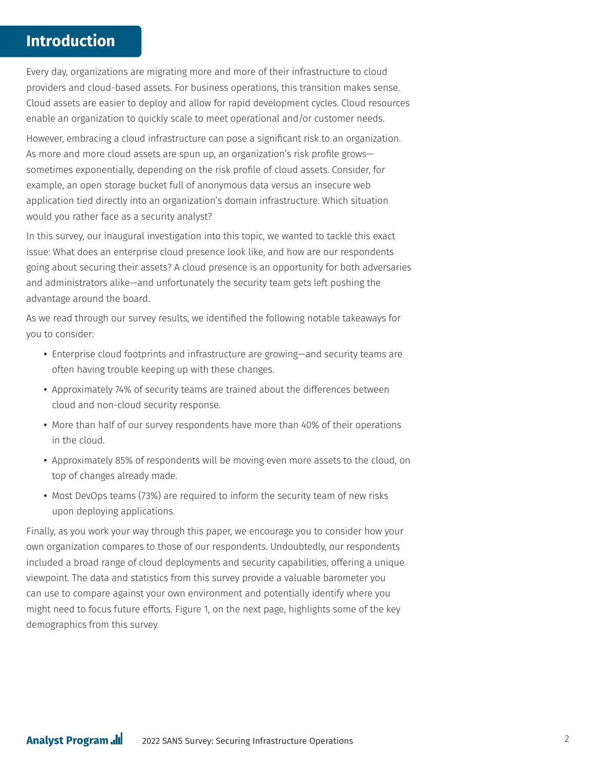# Introduction

Every day, organizations are migrating more and more of their infrastructure to cloud providers and cloud-based assets. For business operations, this transition makes sense. Cloud assets are easier to deploy and allow for rapid development cycles. Cloud resources enable an organization to quickly scale to meet operational and/or customer needs.

However, embracing a cloud infrastructure can pose a significant risk to an organization. As more and more cloud assets are spun up, an organization's risk profile grows—sometimes exponentially, depending on the risk profile of cloud assets. Consider, for example, an open storage bucket full of anonymous data versus an insecure web application tied directly into an organization's domain infrastructure. Which situation would you rather face as a security analyst?

In this survey, our inaugural investigation into this topic, we wanted to tackle this exact issue: What does an enterprise cloud presence look like, and how are our respondents going about securing their assets? A cloud presence is an opportunity for both adversaries and administrators alike—and unfortunately the security team gets left pushing the advantage around the board.

As we read through our survey results, we identified the following notable takeaways for you to consider:

- Enterprise cloud footprints and infrastructure are growing—and security teams are often having trouble keeping up with these changes.
- Approximately 74% of security teams are trained about the differences between cloud and non-cloud security response.
- More than half of our survey respondents have more than 40% of their operations in the cloud.
- Approximately 85% of respondents will be moving even more assets to the cloud, on top of changes already made.
- Most DevOps teams (73%) are required to inform the security team of new risks upon deploying applications.

Finally, as you work your way through this paper, we encourage you to consider how your own organization compares to those of our respondents. Undoubtedly, our respondents included a broad range of cloud deployments and security capabilities, offering a unique viewpoint. The data and statistics from this survey provide a valuable barometer you can use to compare against your own environment and potentially identify where you might need to focus future efforts. Figure 1, on the next page, highlights some of the key demographics from this survey.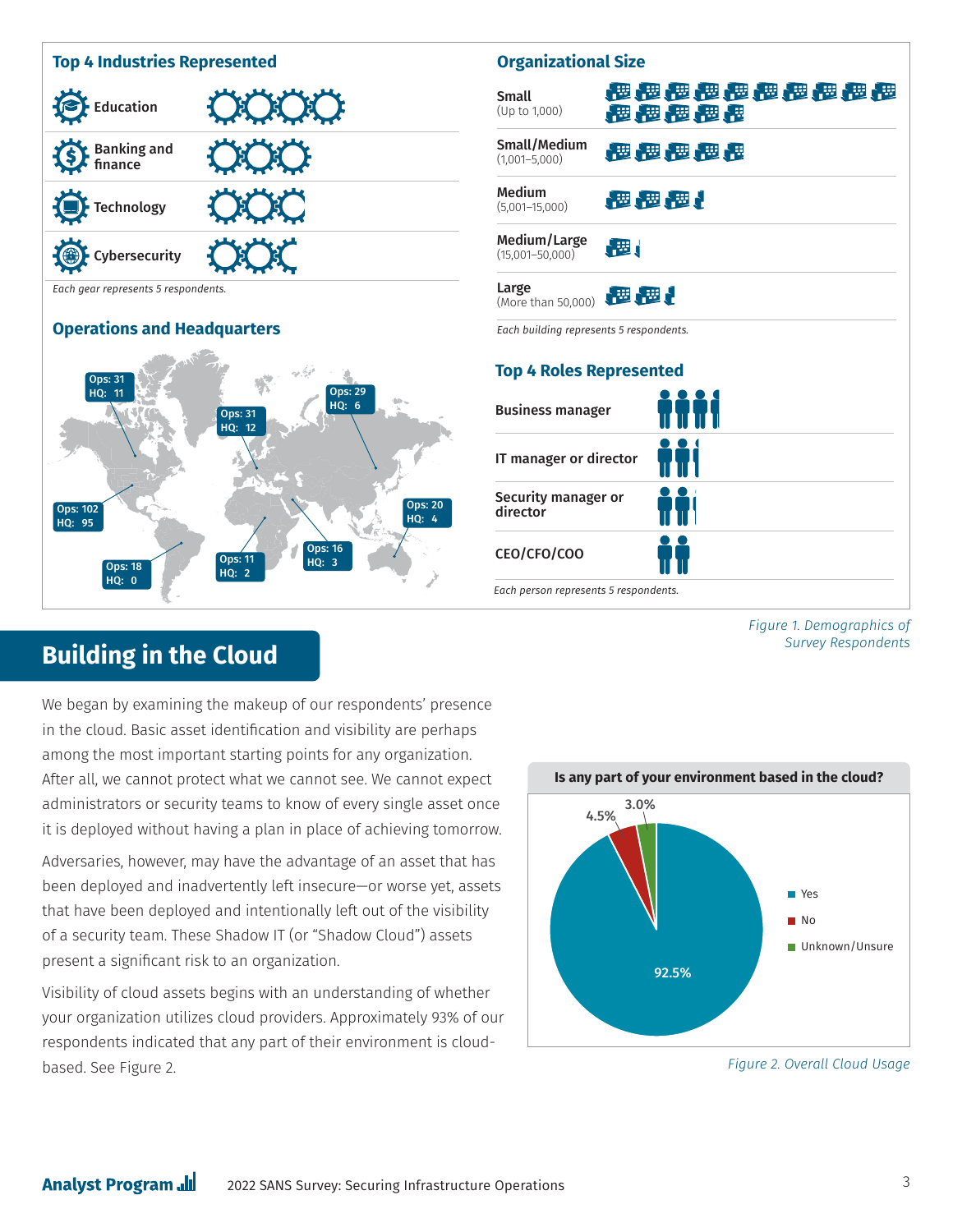## Top 4 Industries Represented

- Education
- Banking and finance
- Technology
- Cybersecurity

*Each gear represents 5 respondents.*

## Operations and Headquarters

Ops: 31 HQ: 11
Ops: 31 HQ: 12
Ops: 29 HQ: 6
Ops: 102 HQ: 95
Ops: 20 HQ: 4
Ops: 16 HQ: 3
Ops: 18 HQ: 0
Ops: 11 HQ: 2

## Organizational Size

- **Small** (Up to 1,000)
- **Small/Medium** (1,001–5,000)
- **Medium** (5,001–15,000)
- **Medium/Large** (15,001–50,000)
- **Large** (More than 50,000)

*Each building represents 5 respondents.*

## Top 4 Roles Represented

- Business manager
- IT manager or director
- Security manager or director
- CEO/CFO/COO

*Each person represents 5 respondents.*

*Figure 1. Demographics of Survey Respondents*

# Building in the Cloud

We began by examining the makeup of our respondents' presence in the cloud. Basic asset identification and visibility are perhaps among the most important starting points for any organization. After all, we cannot protect what we cannot see. We cannot expect administrators or security teams to know of every single asset once it is deployed without having a plan in place of achieving tomorrow.

Adversaries, however, may have the advantage of an asset that has been deployed and inadvertently left insecure—or worse yet, assets that have been deployed and intentionally left out of the visibility of a security team. These Shadow IT (or "Shadow Cloud") assets present a significant risk to an organization.

Visibility of cloud assets begins with an understanding of whether your organization utilizes cloud providers. Approximately 93% of our respondents indicated that any part of their environment is cloud-based. See Figure 2.

**Is any part of your environment based in the cloud?**

| Response | Percentage |
|---|---|
| Yes | 92.5% |
| No | 4.5% |
| Unknown/Unsure | 3.0% |

*Figure 2. Overall Cloud Usage*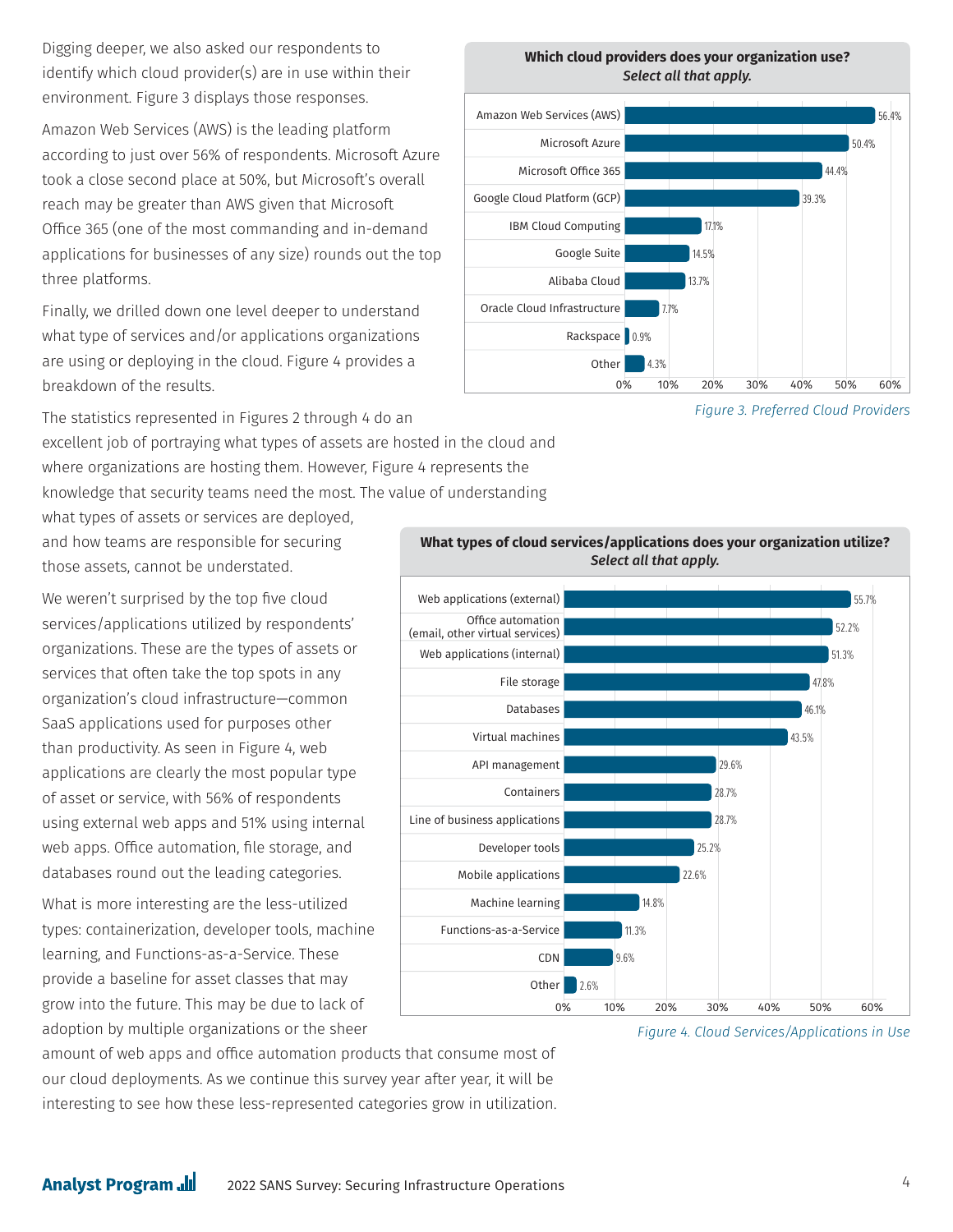Digging deeper, we also asked our respondents to identify which cloud provider(s) are in use within their environment. Figure 3 displays those responses.

Amazon Web Services (AWS) is the leading platform according to just over 56% of respondents. Microsoft Azure took a close second place at 50%, but Microsoft's overall reach may be greater than AWS given that Microsoft Office 365 (one of the most commanding and in-demand applications for businesses of any size) rounds out the top three platforms.

Finally, we drilled down one level deeper to understand what type of services and/or applications organizations are using or deploying in the cloud. Figure 4 provides a breakdown of the results.

**Which cloud providers does your organization use?**
***Select all that apply.***

| Provider | Percentage |
|---|---|
| Amazon Web Services (AWS) | 56.4% |
| Microsoft Azure | 50.4% |
| Microsoft Office 365 | 44.4% |
| Google Cloud Platform (GCP) | 39.3% |
| IBM Cloud Computing | 17.1% |
| Google Suite | 14.5% |
| Alibaba Cloud | 13.7% |
| Oracle Cloud Infrastructure | 7.7% |
| Rackspace | 0.9% |
| Other | 4.3% |

*Figure 3. Preferred Cloud Providers*

The statistics represented in Figures 2 through 4 do an excellent job of portraying what types of assets are hosted in the cloud and where organizations are hosting them. However, Figure 4 represents the knowledge that security teams need the most. The value of understanding what types of assets or services are deployed, and how teams are responsible for securing those assets, cannot be understated.

We weren't surprised by the top five cloud services/applications utilized by respondents' organizations. These are the types of assets or services that often take the top spots in any organization's cloud infrastructure—common SaaS applications used for purposes other than productivity. As seen in Figure 4, web applications are clearly the most popular type of asset or service, with 56% of respondents using external web apps and 51% using internal web apps. Office automation, file storage, and databases round out the leading categories.

What is more interesting are the less-utilized types: containerization, developer tools, machine learning, and Functions-as-a-Service. These provide a baseline for asset classes that may grow into the future. This may be due to lack of adoption by multiple organizations or the sheer amount of web apps and office automation products that consume most of our cloud deployments. As we continue this survey year after year, it will be interesting to see how these less-represented categories grow in utilization.

**What types of cloud services/applications does your organization utilize?**
***Select all that apply.***

| Service/Application | Percentage |
|---|---|
| Web applications (external) | 55.7% |
| Office automation (email, other virtual services) | 52.2% |
| Web applications (internal) | 51.3% |
| File storage | 47.8% |
| Databases | 46.1% |
| Virtual machines | 43.5% |
| API management | 29.6% |
| Containers | 28.7% |
| Line of business applications | 28.7% |
| Developer tools | 25.2% |
| Mobile applications | 22.6% |
| Machine learning | 14.8% |
| Functions-as-a-Service | 11.3% |
| CDN | 9.6% |
| Other | 2.6% |

*Figure 4. Cloud Services/Applications in Use*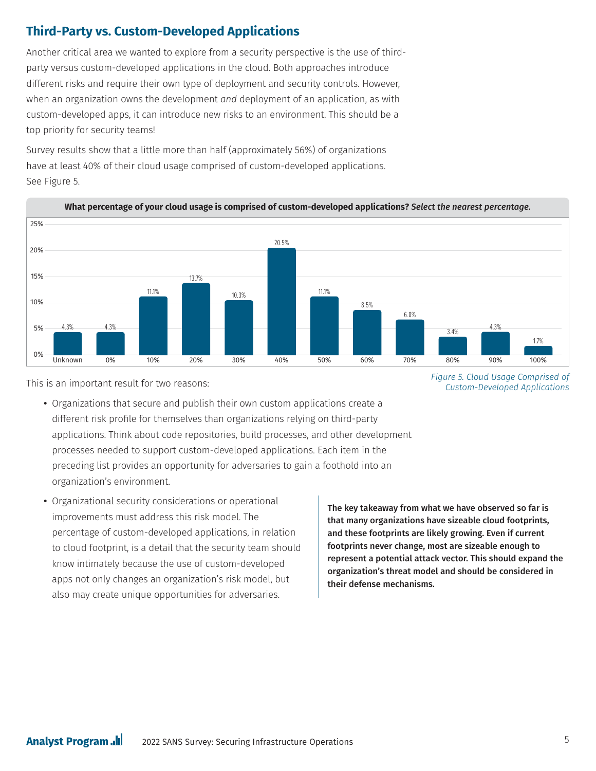## Third-Party vs. Custom-Developed Applications

Another critical area we wanted to explore from a security perspective is the use of third-party versus custom-developed applications in the cloud. Both approaches introduce different risks and require their own type of deployment and security controls. However, when an organization owns the development *and* deployment of an application, as with custom-developed apps, it can introduce new risks to an environment. This should be a top priority for security teams!

Survey results show that a little more than half (approximately 56%) of organizations have at least 40% of their cloud usage comprised of custom-developed applications. See Figure 5.

**What percentage of your cloud usage is comprised of custom-developed applications?** ***Select the nearest percentage.***

| Response | Percentage |
|---|---|
| Unknown | 4.3% |
| 0% | 4.3% |
| 10% | 11.1% |
| 20% | 13.7% |
| 30% | 10.3% |
| 40% | 20.5% |
| 50% | 11.1% |
| 60% | 8.5% |
| 70% | 6.8% |
| 80% | 3.4% |
| 90% | 4.3% |
| 100% | 1.7% |

*Figure 5. Cloud Usage Comprised of Custom-Developed Applications*

This is an important result for two reasons:

- Organizations that secure and publish their own custom applications create a different risk profile for themselves than organizations relying on third-party applications. Think about code repositories, build processes, and other development processes needed to support custom-developed applications. Each item in the preceding list provides an opportunity for adversaries to gain a foothold into an organization's environment.
- Organizational security considerations or operational improvements must address this risk model. The percentage of custom-developed applications, in relation to cloud footprint, is a detail that the security team should know intimately because the use of custom-developed apps not only changes an organization's risk model, but also may create unique opportunities for adversaries.

**The key takeaway from what we have observed so far is that many organizations have sizeable cloud footprints, and these footprints are likely growing. Even if current footprints never change, most are sizeable enough to represent a potential attack vector. This should expand the organization's threat model and should be considered in their defense mechanisms.**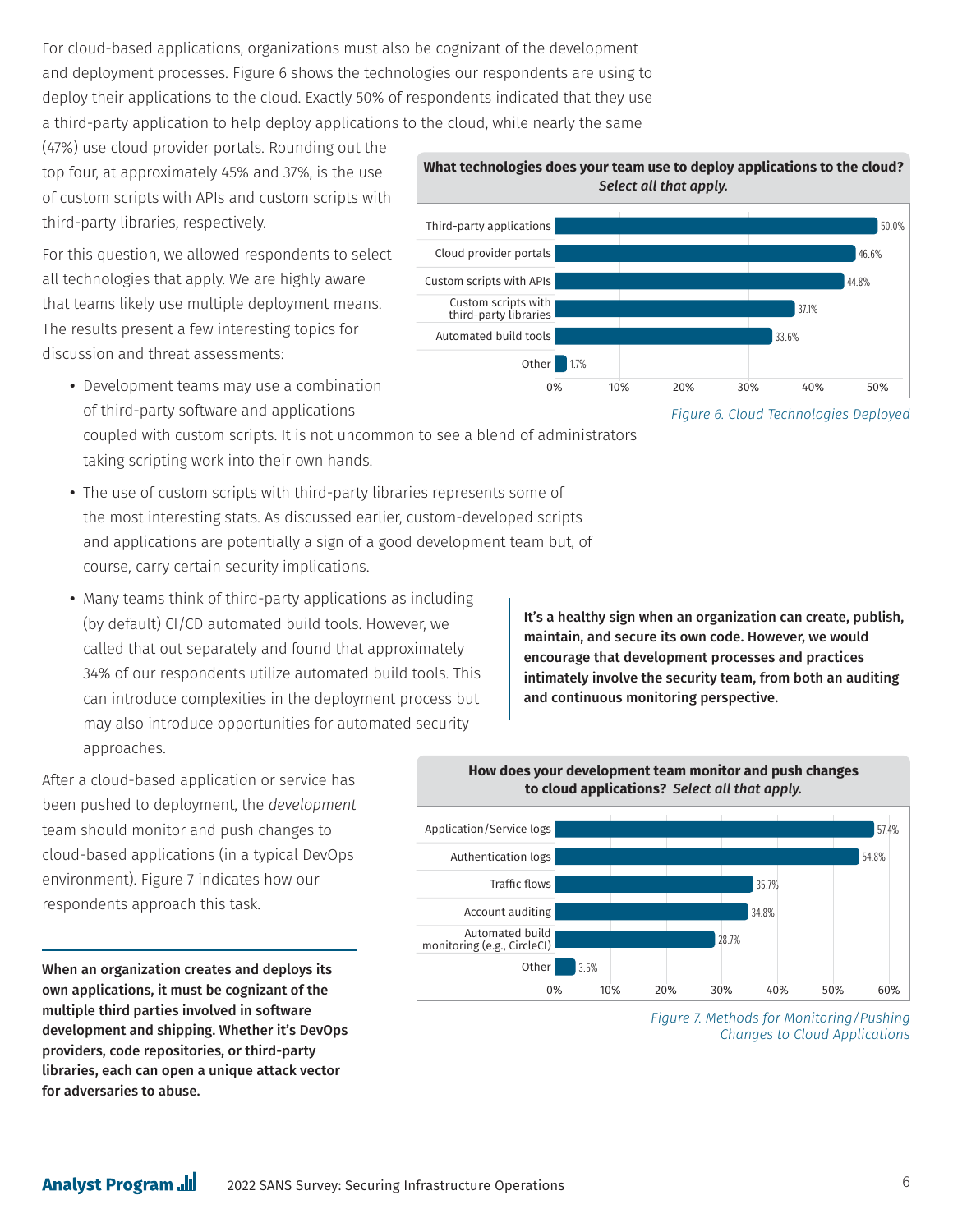For cloud-based applications, organizations must also be cognizant of the development and deployment processes. Figure 6 shows the technologies our respondents are using to deploy their applications to the cloud. Exactly 50% of respondents indicated that they use a third-party application to help deploy applications to the cloud, while nearly the same (47%) use cloud provider portals. Rounding out the top four, at approximately 45% and 37%, is the use of custom scripts with APIs and custom scripts with third-party libraries, respectively.

**What technologies does your team use to deploy applications to the cloud?** ***Select all that apply.***

| Technology | Percentage |
| --- | --- |
| Third-party applications | 50.0% |
| Cloud provider portals | 46.6% |
| Custom scripts with APIs | 44.8% |
| Custom scripts with third-party libraries | 37.1% |
| Automated build tools | 33.6% |
| Other | 1.7% |

*Figure 6. Cloud Technologies Deployed*

For this question, we allowed respondents to select all technologies that apply. We are highly aware that teams likely use multiple deployment means. The results present a few interesting topics for discussion and threat assessments:

- Development teams may use a combination of third-party software and applications coupled with custom scripts. It is not uncommon to see a blend of administrators taking scripting work into their own hands.
- The use of custom scripts with third-party libraries represents some of the most interesting stats. As discussed earlier, custom-developed scripts and applications are potentially a sign of a good development team but, of course, carry certain security implications.
- Many teams think of third-party applications as including (by default) CI/CD automated build tools. However, we called that out separately and found that approximately 34% of our respondents utilize automated build tools. This can introduce complexities in the deployment process but may also introduce opportunities for automated security approaches.

**It's a healthy sign when an organization can create, publish, maintain, and secure its own code. However, we would encourage that development processes and practices intimately involve the security team, from both an auditing and continuous monitoring perspective.**

After a cloud-based application or service has been pushed to deployment, the *development* team should monitor and push changes to cloud-based applications (in a typical DevOps environment). Figure 7 indicates how our respondents approach this task.

**How does your development team monitor and push changes to cloud applications?** ***Select all that apply.***

| Method | Percentage |
| --- | --- |
| Application/Service logs | 57.4% |
| Authentication logs | 54.8% |
| Traffic flows | 35.7% |
| Account auditing | 34.8% |
| Automated build monitoring (e.g., CircleCI) | 28.7% |
| Other | 3.5% |

*Figure 7. Methods for Monitoring/Pushing Changes to Cloud Applications*

**When an organization creates and deploys its own applications, it must be cognizant of the multiple third parties involved in software development and shipping. Whether it's DevOps providers, code repositories, or third-party libraries, each can open a unique attack vector for adversaries to abuse.**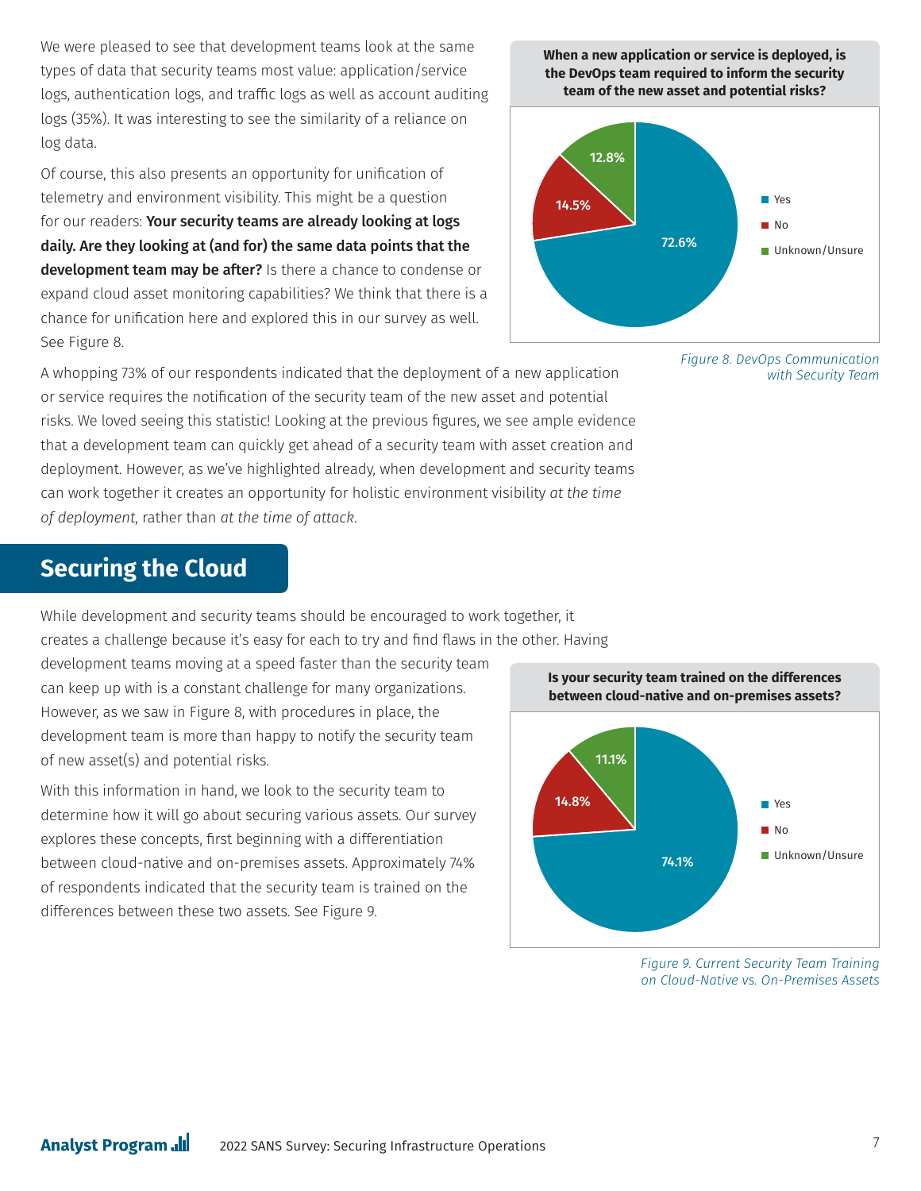We were pleased to see that development teams look at the same types of data that security teams most value: application/service logs, authentication logs, and traffic logs as well as account auditing logs (35%). It was interesting to see the similarity of a reliance on log data.

Of course, this also presents an opportunity for unification of telemetry and environment visibility. This might be a question for our readers: **Your security teams are already looking at logs daily. Are they looking at (and for) the same data points that the development team may be after?** Is there a chance to condense or expand cloud asset monitoring capabilities? We think that there is a chance for unification here and explored this in our survey as well. See Figure 8.

**When a new application or service is deployed, is the DevOps team required to inform the security team of the new asset and potential risks?**

| Response | Percentage |
|---|---|
| Yes | 72.6% |
| No | 14.5% |
| Unknown/Unsure | 12.8% |

*Figure 8. DevOps Communication with Security Team*

A whopping 73% of our respondents indicated that the deployment of a new application or service requires the notification of the security team of the new asset and potential risks. We loved seeing this statistic! Looking at the previous figures, we see ample evidence that a development team can quickly get ahead of a security team with asset creation and deployment. However, as we've highlighted already, when development and security teams can work together it creates an opportunity for holistic environment visibility *at the time of deployment*, rather than *at the time of attack*.

## Securing the Cloud

While development and security teams should be encouraged to work together, it creates a challenge because it's easy for each to try and find flaws in the other. Having development teams moving at a speed faster than the security team can keep up with is a constant challenge for many organizations. However, as we saw in Figure 8, with procedures in place, the development team is more than happy to notify the security team of new asset(s) and potential risks.

With this information in hand, we look to the security team to determine how it will go about securing various assets. Our survey explores these concepts, first beginning with a differentiation between cloud-native and on-premises assets. Approximately 74% of respondents indicated that the security team is trained on the differences between these two assets. See Figure 9.

**Is your security team trained on the differences between cloud-native and on-premises assets?**

| Response | Percentage |
|---|---|
| Yes | 74.1% |
| No | 14.8% |
| Unknown/Unsure | 11.1% |

*Figure 9. Current Security Team Training on Cloud-Native vs. On-Premises Assets*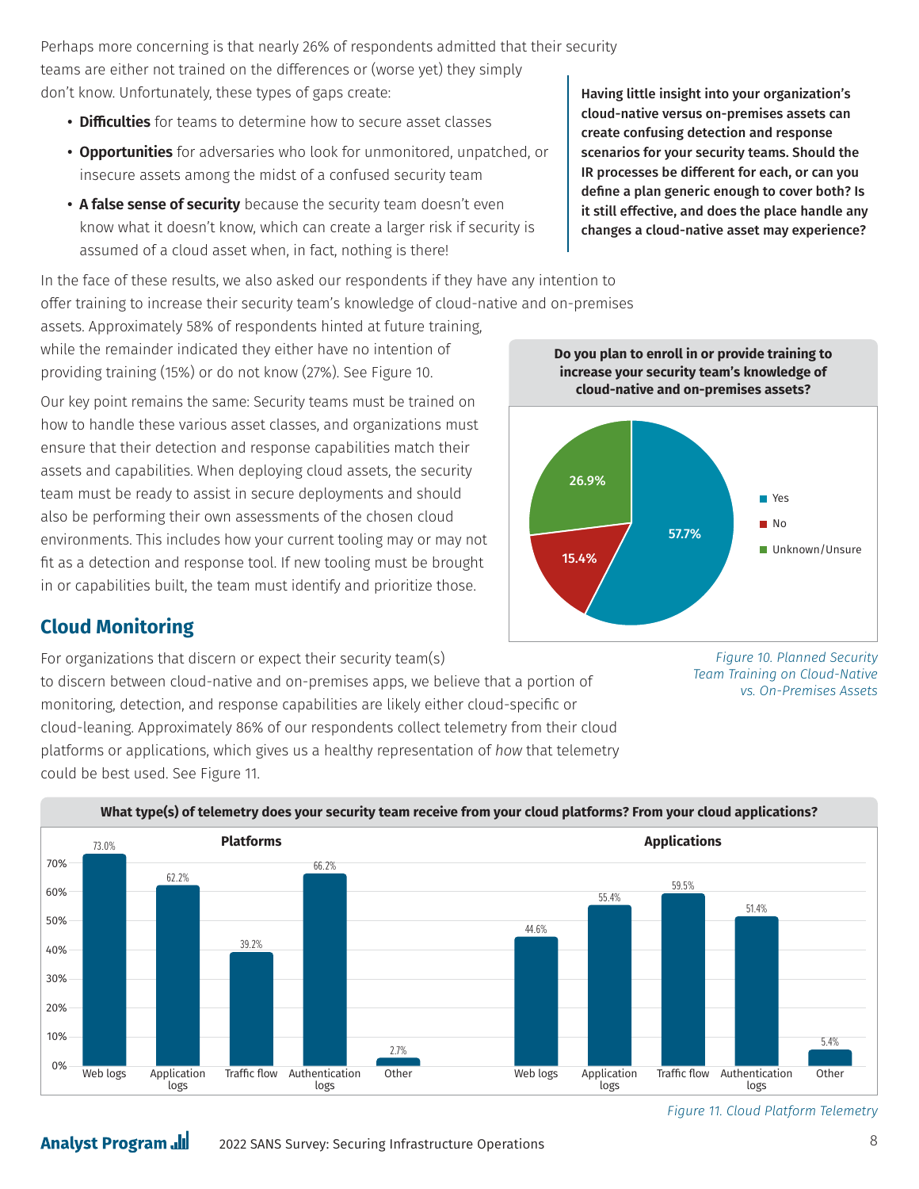Perhaps more concerning is that nearly 26% of respondents admitted that their security teams are either not trained on the differences or (worse yet) they simply don't know. Unfortunately, these types of gaps create:

- **Difficulties** for teams to determine how to secure asset classes
- **Opportunities** for adversaries who look for unmonitored, unpatched, or insecure assets among the midst of a confused security team
- **A false sense of security** because the security team doesn't even know what it doesn't know, which can create a larger risk if security is assumed of a cloud asset when, in fact, nothing is there!

**Having little insight into your organization's cloud-native versus on-premises assets can create confusing detection and response scenarios for your security teams. Should the IR processes be different for each, or can you define a plan generic enough to cover both? Is it still effective, and does the place handle any changes a cloud-native asset may experience?**

In the face of these results, we also asked our respondents if they have any intention to offer training to increase their security team's knowledge of cloud-native and on-premises assets. Approximately 58% of respondents hinted at future training, while the remainder indicated they either have no intention of providing training (15%) or do not know (27%). See Figure 10.

Our key point remains the same: Security teams must be trained on how to handle these various asset classes, and organizations must ensure that their detection and response capabilities match their assets and capabilities. When deploying cloud assets, the security team must be ready to assist in secure deployments and should also be performing their own assessments of the chosen cloud environments. This includes how your current tooling may or may not fit as a detection and response tool. If new tooling must be brought in or capabilities built, the team must identify and prioritize those.

**Do you plan to enroll in or provide training to increase your security team's knowledge of cloud-native and on-premises assets?**

| Response | Percentage |
|---|---|
| Yes | 57.7% |
| No | 15.4% |
| Unknown/Unsure | 26.9% |

*Figure 10. Planned Security Team Training on Cloud-Native vs. On-Premises Assets*

## Cloud Monitoring

For organizations that discern or expect their security team(s) to discern between cloud-native and on-premises apps, we believe that a portion of monitoring, detection, and response capabilities are likely either cloud-specific or cloud-leaning. Approximately 86% of our respondents collect telemetry from their cloud platforms or applications, which gives us a healthy representation of *how* that telemetry could be best used. See Figure 11.

**What type(s) of telemetry does your security team receive from your cloud platforms? From your cloud applications?**

| Telemetry | Platforms | Applications |
|---|---|---|
| Web logs | 73.0% | 44.6% |
| Application logs | 62.2% | 55.4% |
| Traffic flow | 39.2% | 59.5% |
| Authentication logs | 66.2% | 51.4% |
| Other | 2.7% | 5.4% |

*Figure 11. Cloud Platform Telemetry*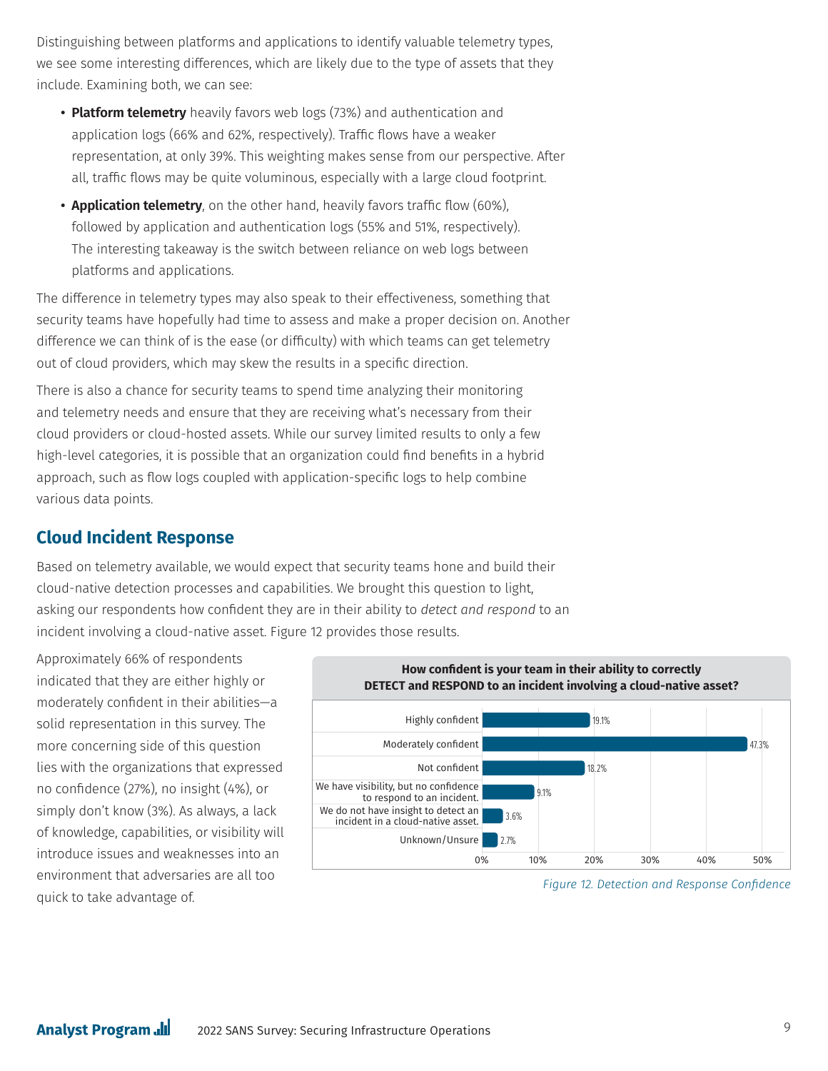Distinguishing between platforms and applications to identify valuable telemetry types, we see some interesting differences, which are likely due to the type of assets that they include. Examining both, we can see:

- **Platform telemetry** heavily favors web logs (73%) and authentication and application logs (66% and 62%, respectively). Traffic flows have a weaker representation, at only 39%. This weighting makes sense from our perspective. After all, traffic flows may be quite voluminous, especially with a large cloud footprint.
- **Application telemetry**, on the other hand, heavily favors traffic flow (60%), followed by application and authentication logs (55% and 51%, respectively). The interesting takeaway is the switch between reliance on web logs between platforms and applications.

The difference in telemetry types may also speak to their effectiveness, something that security teams have hopefully had time to assess and make a proper decision on. Another difference we can think of is the ease (or difficulty) with which teams can get telemetry out of cloud providers, which may skew the results in a specific direction.

There is also a chance for security teams to spend time analyzing their monitoring and telemetry needs and ensure that they are receiving what's necessary from their cloud providers or cloud-hosted assets. While our survey limited results to only a few high-level categories, it is possible that an organization could find benefits in a hybrid approach, such as flow logs coupled with application-specific logs to help combine various data points.

## Cloud Incident Response

Based on telemetry available, we would expect that security teams hone and build their cloud-native detection processes and capabilities. We brought this question to light, asking our respondents how confident they are in their ability to *detect and respond* to an incident involving a cloud-native asset. Figure 12 provides those results.

Approximately 66% of respondents indicated that they are either highly or moderately confident in their abilities—a solid representation in this survey. The more concerning side of this question lies with the organizations that expressed no confidence (27%), no insight (4%), or simply don't know (3%). As always, a lack of knowledge, capabilities, or visibility will introduce issues and weaknesses into an environment that adversaries are all too quick to take advantage of.

**How confident is your team in their ability to correctly DETECT and RESPOND to an incident involving a cloud-native asset?**

| Response | Percentage |
|---|---|
| Highly confident | 19.1% |
| Moderately confident | 47.3% |
| Not confident | 18.2% |
| We have visibility, but no confidence to respond to an incident. | 9.1% |
| We do not have insight to detect an incident in a cloud-native asset. | 3.6% |
| Unknown/Unsure | 2.7% |

*Figure 12. Detection and Response Confidence*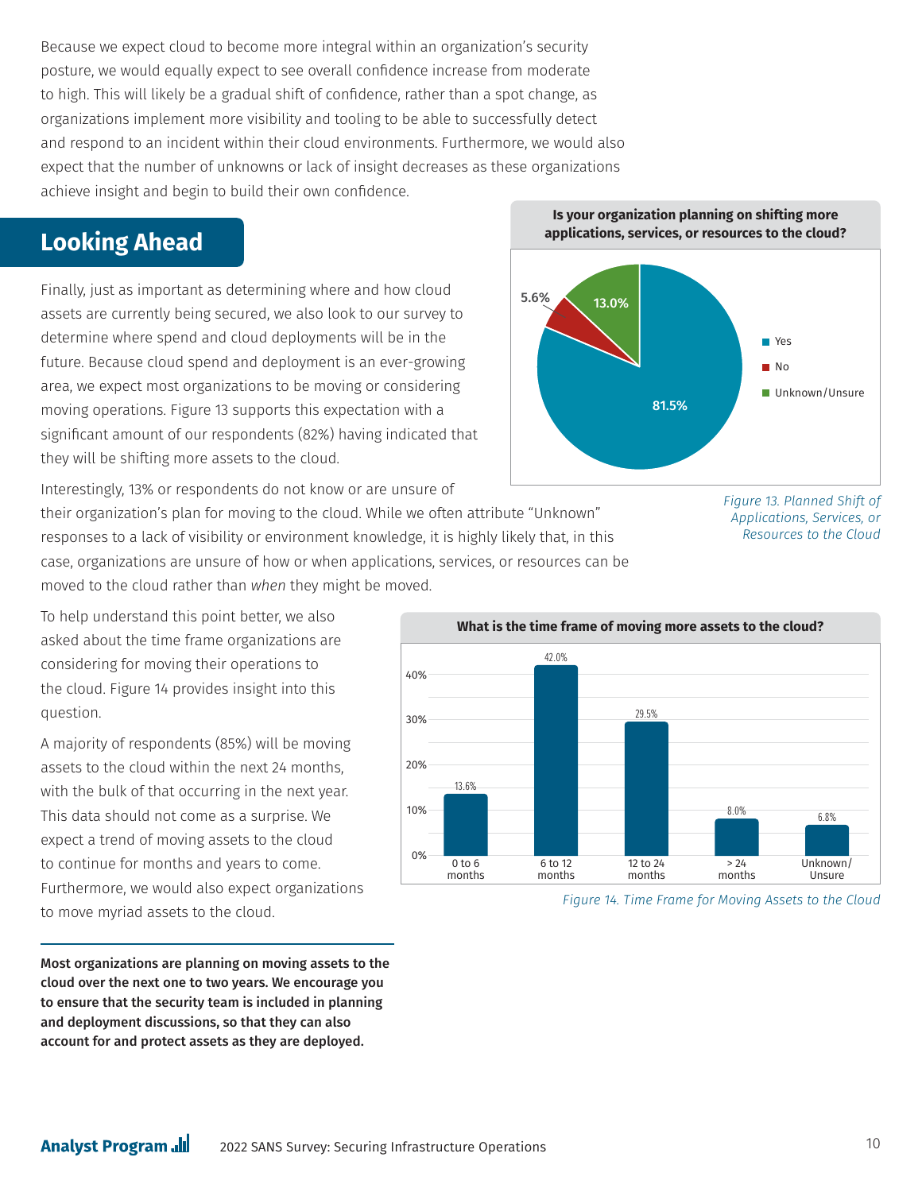Because we expect cloud to become more integral within an organization's security posture, we would equally expect to see overall confidence increase from moderate to high. This will likely be a gradual shift of confidence, rather than a spot change, as organizations implement more visibility and tooling to be able to successfully detect and respond to an incident within their cloud environments. Furthermore, we would also expect that the number of unknowns or lack of insight decreases as these organizations achieve insight and begin to build their own confidence.

## Looking Ahead

Finally, just as important as determining where and how cloud assets are currently being secured, we also look to our survey to determine where spend and cloud deployments will be in the future. Because cloud spend and deployment is an ever-growing area, we expect most organizations to be moving or considering moving operations. Figure 13 supports this expectation with a significant amount of our respondents (82%) having indicated that they will be shifting more assets to the cloud.

**Is your organization planning on shifting more applications, services, or resources to the cloud?**

| Response | Percentage |
|---|---|
| Yes | 81.5% |
| No | 5.6% |
| Unknown/Unsure | 13.0% |

*Figure 13. Planned Shift of Applications, Services, or Resources to the Cloud*

Interestingly, 13% or respondents do not know or are unsure of their organization's plan for moving to the cloud. While we often attribute "Unknown" responses to a lack of visibility or environment knowledge, it is highly likely that, in this case, organizations are unsure of how or when applications, services, or resources can be moved to the cloud rather than *when* they might be moved.

To help understand this point better, we also asked about the time frame organizations are considering for moving their operations to the cloud. Figure 14 provides insight into this question.

A majority of respondents (85%) will be moving assets to the cloud within the next 24 months, with the bulk of that occurring in the next year. This data should not come as a surprise. We expect a trend of moving assets to the cloud to continue for months and years to come. Furthermore, we would also expect organizations to move myriad assets to the cloud.

**What is the time frame of moving more assets to the cloud?**

| Time Frame | Percentage |
|---|---|
| 0 to 6 months | 13.6% |
| 6 to 12 months | 42.0% |
| 12 to 24 months | 29.5% |
| > 24 months | 8.0% |
| Unknown/Unsure | 6.8% |

*Figure 14. Time Frame for Moving Assets to the Cloud*

**Most organizations are planning on moving assets to the cloud over the next one to two years. We encourage you to ensure that the security team is included in planning and deployment discussions, so that they can also account for and protect assets as they are deployed.**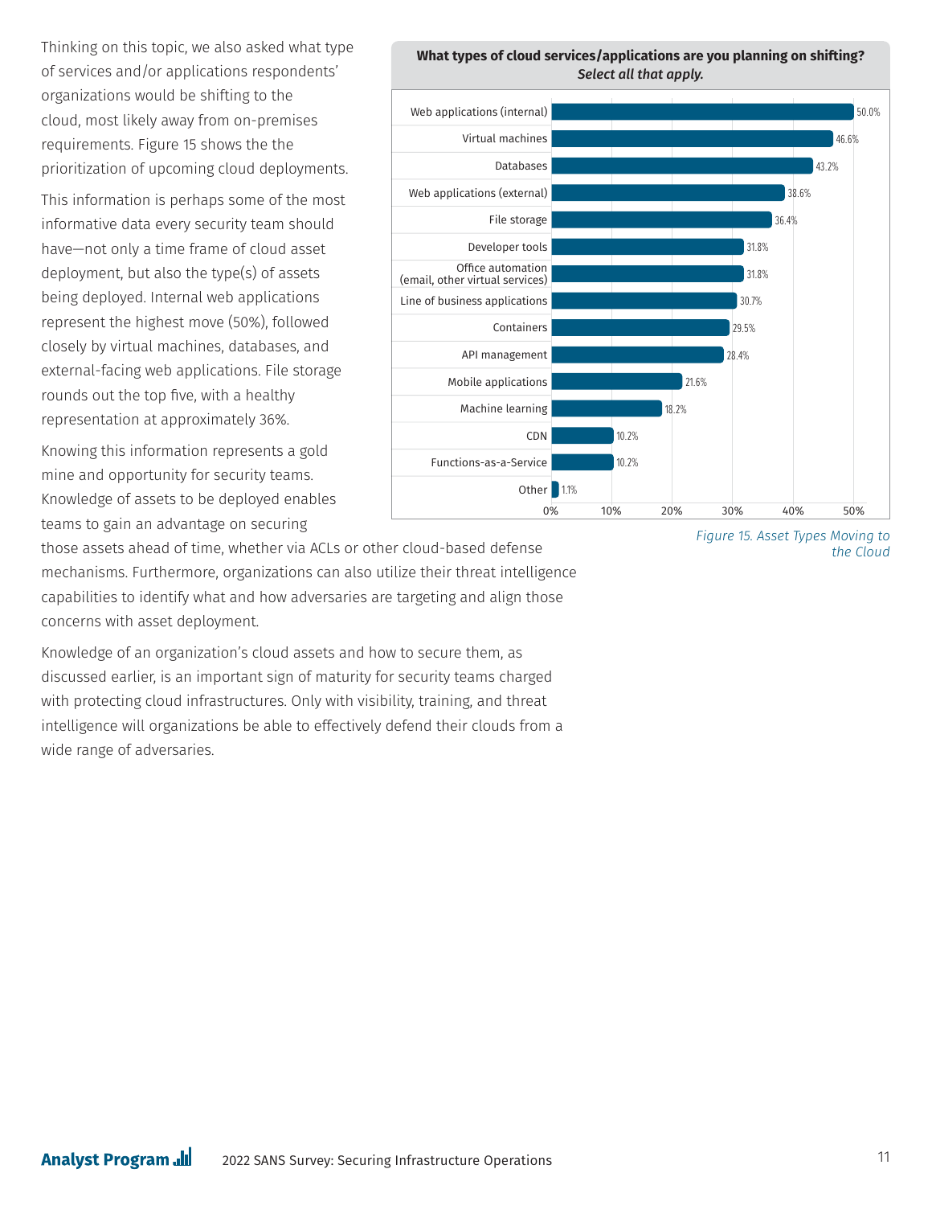Thinking on this topic, we also asked what type of services and/or applications respondents' organizations would be shifting to the cloud, most likely away from on-premises requirements. Figure 15 shows the the prioritization of upcoming cloud deployments.

This information is perhaps some of the most informative data every security team should have—not only a time frame of cloud asset deployment, but also the type(s) of assets being deployed. Internal web applications represent the highest move (50%), followed closely by virtual machines, databases, and external-facing web applications. File storage rounds out the top five, with a healthy representation at approximately 36%.

Knowing this information represents a gold mine and opportunity for security teams. Knowledge of assets to be deployed enables teams to gain an advantage on securing those assets ahead of time, whether via ACLs or other cloud-based defense mechanisms. Furthermore, organizations can also utilize their threat intelligence capabilities to identify what and how adversaries are targeting and align those concerns with asset deployment.

Knowledge of an organization's cloud assets and how to secure them, as discussed earlier, is an important sign of maturity for security teams charged with protecting cloud infrastructures. Only with visibility, training, and threat intelligence will organizations be able to effectively defend their clouds from a wide range of adversaries.

**What types of cloud services/applications are you planning on shifting?**
***Select all that apply.***

| Service/Application | Percentage |
|---|---|
| Web applications (internal) | 50.0% |
| Virtual machines | 46.6% |
| Databases | 43.2% |
| Web applications (external) | 38.6% |
| File storage | 36.4% |
| Developer tools | 31.8% |
| Office automation (email, other virtual services) | 31.8% |
| Line of business applications | 30.7% |
| Containers | 29.5% |
| API management | 28.4% |
| Mobile applications | 21.6% |
| Machine learning | 18.2% |
| CDN | 10.2% |
| Functions-as-a-Service | 10.2% |
| Other | 1.1% |

*Figure 15. Asset Types Moving to the Cloud*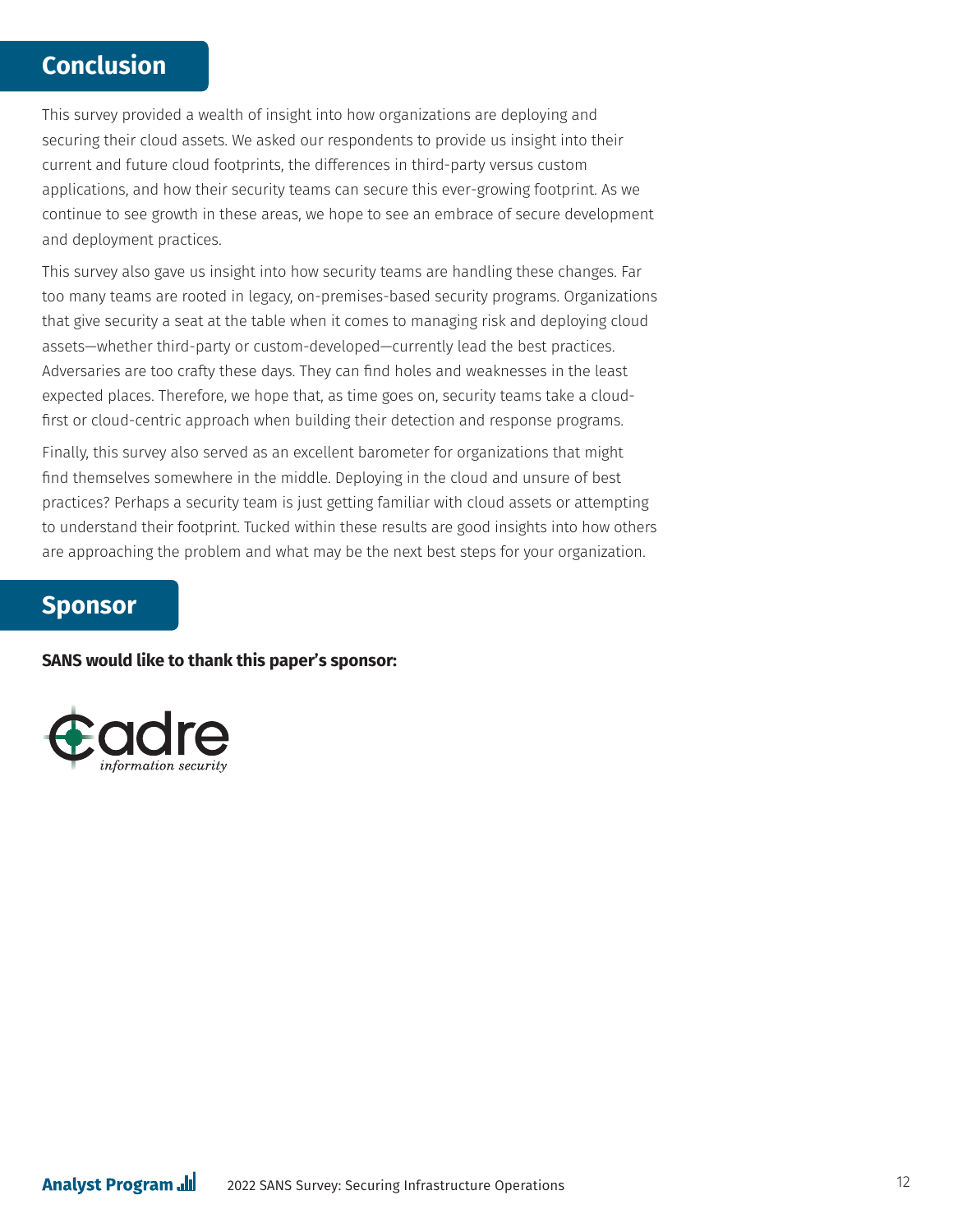## Conclusion

This survey provided a wealth of insight into how organizations are deploying and securing their cloud assets. We asked our respondents to provide us insight into their current and future cloud footprints, the differences in third-party versus custom applications, and how their security teams can secure this ever-growing footprint. As we continue to see growth in these areas, we hope to see an embrace of secure development and deployment practices.

This survey also gave us insight into how security teams are handling these changes. Far too many teams are rooted in legacy, on-premises-based security programs. Organizations that give security a seat at the table when it comes to managing risk and deploying cloud assets—whether third-party or custom-developed—currently lead the best practices. Adversaries are too crafty these days. They can find holes and weaknesses in the least expected places. Therefore, we hope that, as time goes on, security teams take a cloud-first or cloud-centric approach when building their detection and response programs.

Finally, this survey also served as an excellent barometer for organizations that might find themselves somewhere in the middle. Deploying in the cloud and unsure of best practices? Perhaps a security team is just getting familiar with cloud assets or attempting to understand their footprint. Tucked within these results are good insights into how others are approaching the problem and what may be the next best steps for your organization.

## Sponsor

**SANS would like to thank this paper's sponsor:**

Cadre
information security